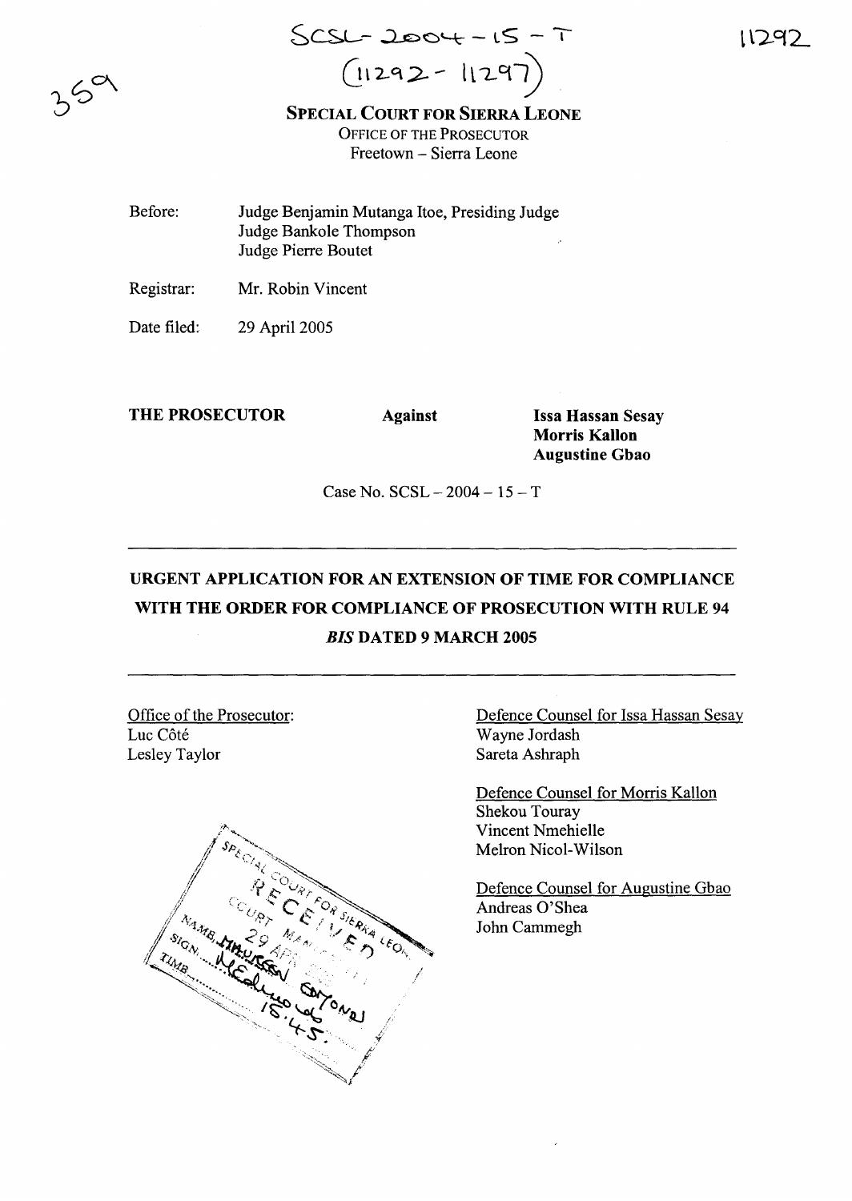SCSL-2004-15-T
(11292-11297)

**SPECIAL COURT FOR SIERRA LEONE**
OFFICE OF THE PROSECUTOR
Freetown – Sierra Leone

Before: Judge Benjamin Mutanga Itoe, Presiding Judge
Judge Bankole Thompson
Judge Pierre Boutet

Registrar: Mr. Robin Vincent

Date filed: 29 April 2005

**THE PROSECUTOR** **Against** **Issa Hassan Sesay**
**Morris Kallon**
**Augustine Gbao**

Case No. SCSL – 2004 – 15 – T

---

## URGENT APPLICATION FOR AN EXTENSION OF TIME FOR COMPLIANCE WITH THE ORDER FOR COMPLIANCE OF PROSECUTION WITH RULE 94 *BIS* DATED 9 MARCH 2005

---

Office of the Prosecutor:
Luc Côté
Lesley Taylor

Defence Counsel for Issa Hassan Sesay
Wayne Jordash
Sareta Ashraph

Defence Counsel for Morris Kallon
Shekou Touray
Vincent Nmehielle
Melron Nicol-Wilson

Defence Counsel for Augustine Gbao
Andreas O'Shea
John Cammegh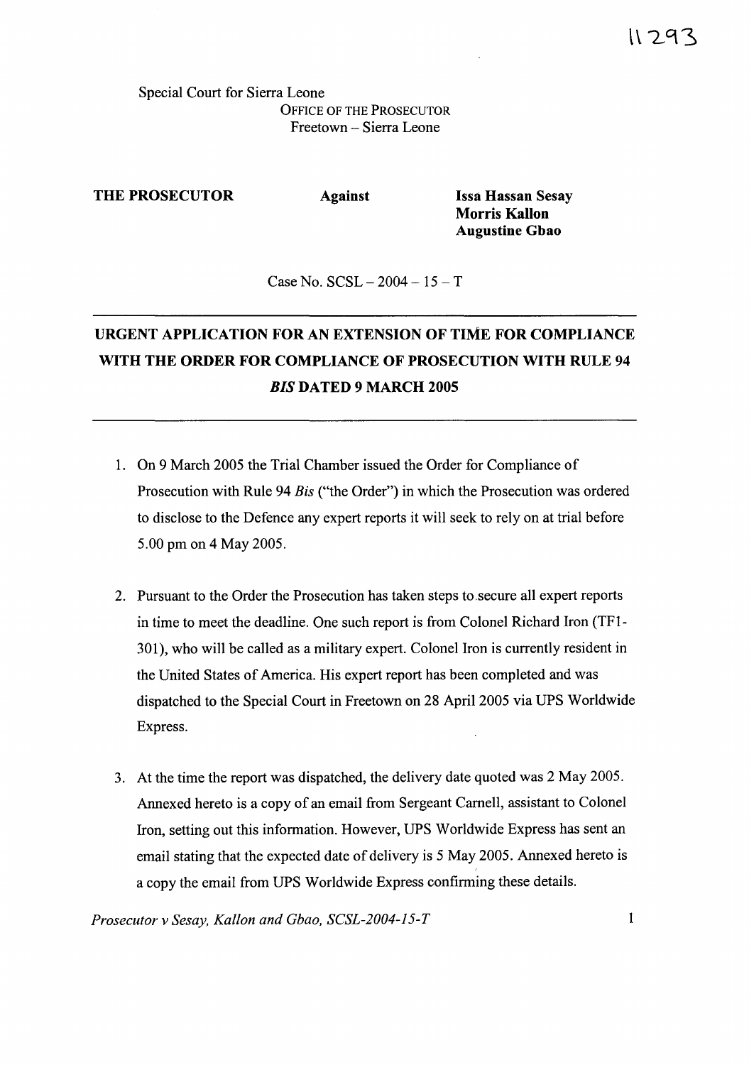Special Court for Sierra Leone
OFFICE OF THE PROSECUTOR
Freetown – Sierra Leone

**THE PROSECUTOR** **Against** **Issa Hassan Sesay**
**Morris Kallon**
**Augustine Gbao**

Case No. SCSL – 2004 – 15 – T

---

## URGENT APPLICATION FOR AN EXTENSION OF TIME FOR COMPLIANCE WITH THE ORDER FOR COMPLIANCE OF PROSECUTION WITH RULE 94 *BIS* DATED 9 MARCH 2005

---

1. On 9 March 2005 the Trial Chamber issued the Order for Compliance of Prosecution with Rule 94 *Bis* ("the Order") in which the Prosecution was ordered to disclose to the Defence any expert reports it will seek to rely on at trial before 5.00 pm on 4 May 2005.

2. Pursuant to the Order the Prosecution has taken steps to secure all expert reports in time to meet the deadline. One such report is from Colonel Richard Iron (TF1-301), who will be called as a military expert. Colonel Iron is currently resident in the United States of America. His expert report has been completed and was dispatched to the Special Court in Freetown on 28 April 2005 via UPS Worldwide Express.

3. At the time the report was dispatched, the delivery date quoted was 2 May 2005. Annexed hereto is a copy of an email from Sergeant Carnell, assistant to Colonel Iron, setting out this information. However, UPS Worldwide Express has sent an email stating that the expected date of delivery is 5 May 2005. Annexed hereto is a copy the email from UPS Worldwide Express confirming these details.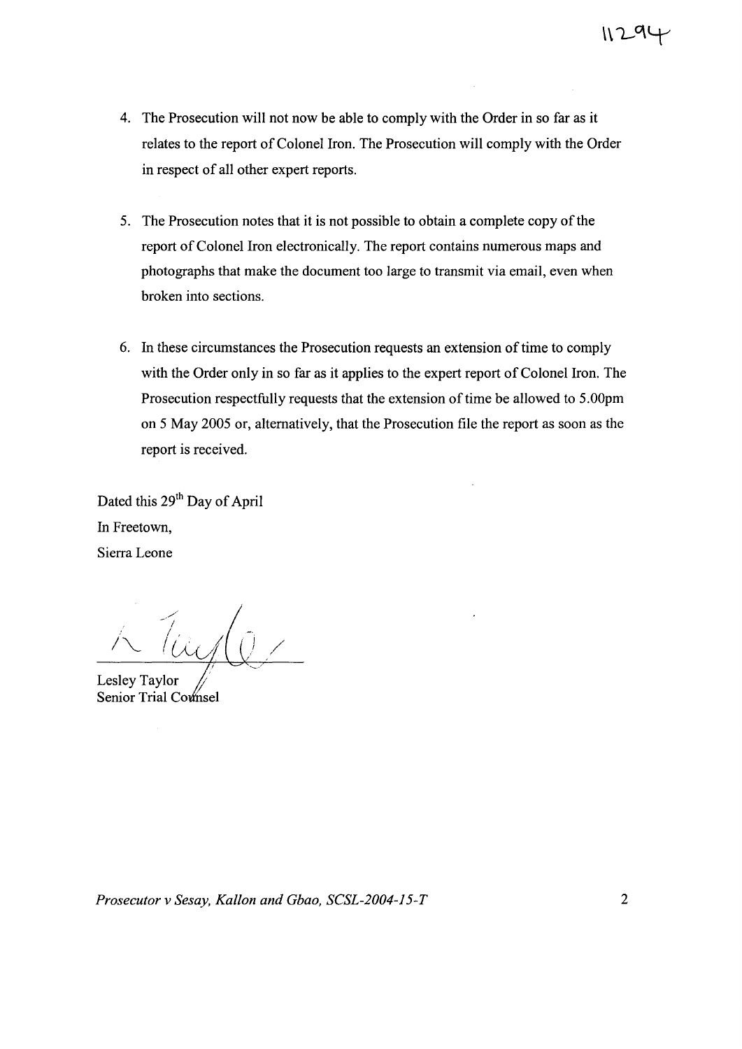4. The Prosecution will not now be able to comply with the Order in so far as it relates to the report of Colonel Iron. The Prosecution will comply with the Order in respect of all other expert reports.

5. The Prosecution notes that it is not possible to obtain a complete copy of the report of Colonel Iron electronically. The report contains numerous maps and photographs that make the document too large to transmit via email, even when broken into sections.

6. In these circumstances the Prosecution requests an extension of time to comply with the Order only in so far as it applies to the expert report of Colonel Iron. The Prosecution respectfully requests that the extension of time be allowed to 5.00pm on 5 May 2005 or, alternatively, that the Prosecution file the report as soon as the report is received.

Dated this 29th Day of April
In Freetown,
Sierra Leone

Lesley Taylor
Senior Trial Counsel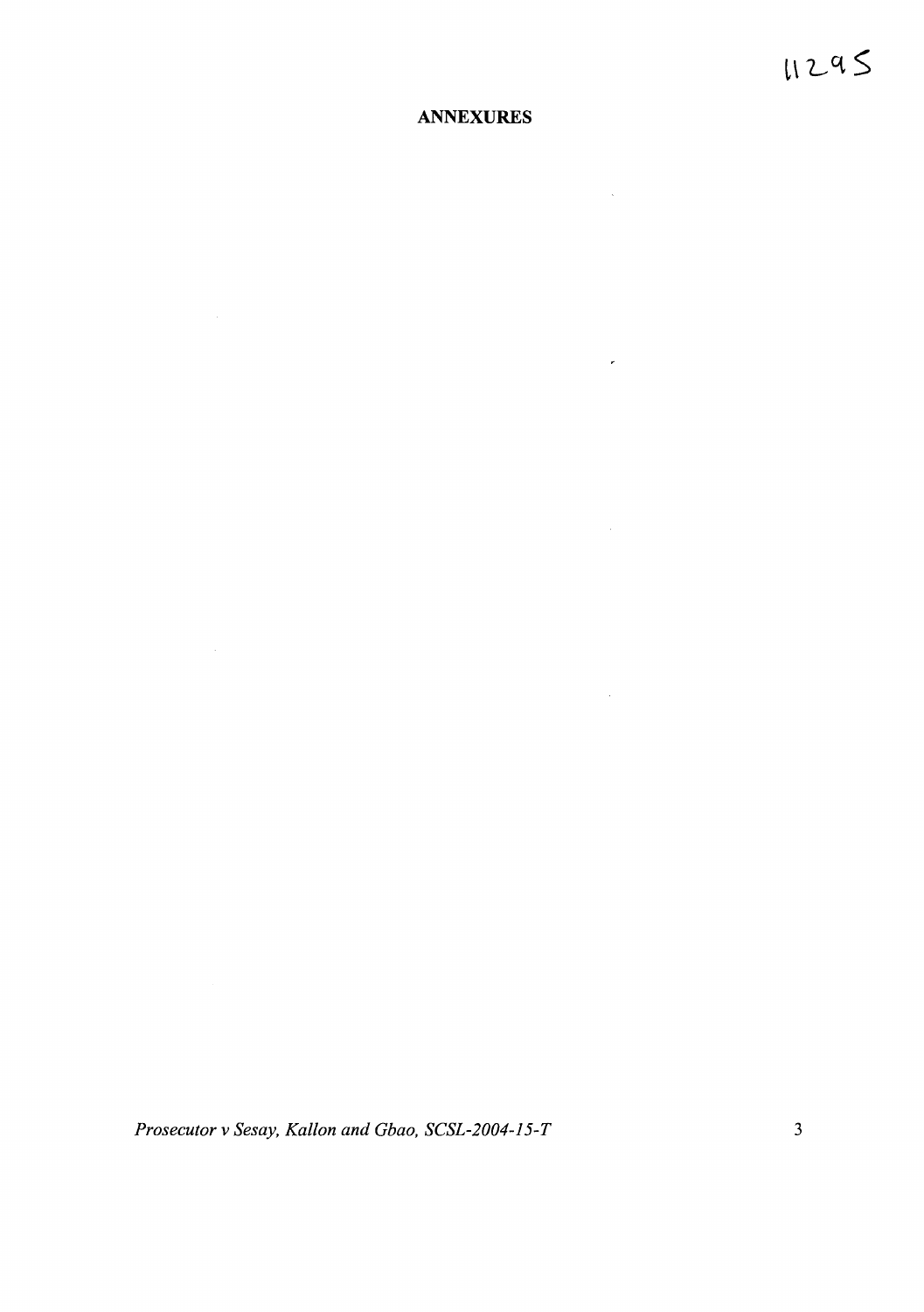**ANNEXURES**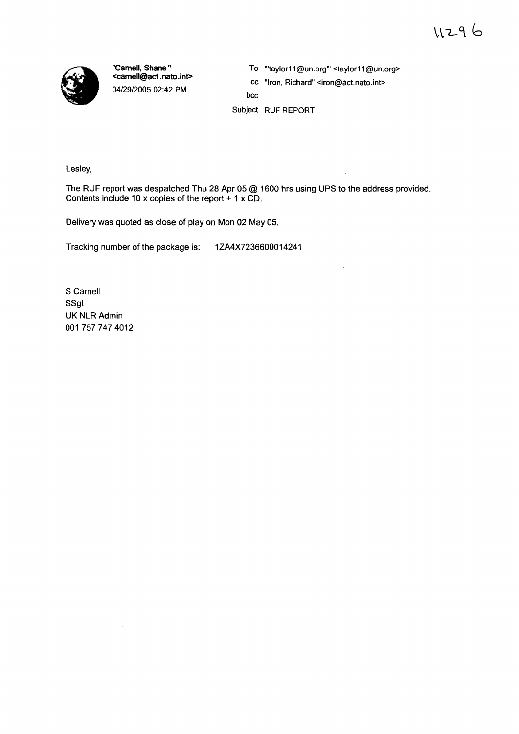11296

"Carnell, Shane" <carnell@act.nato.int>
04/29/2005 02:42 PM

To "'taylor11@un.org'" <taylor11@un.org>
cc "Iron, Richard" <iron@act.nato.int>
bcc
Subject RUF REPORT

Lesley,

The RUF report was despatched Thu 28 Apr 05 @ 1600 hrs using UPS to the address provided. Contents include 10 x copies of the report + 1 x CD.

Delivery was quoted as close of play on Mon 02 May 05.

Tracking number of the package is: 1ZA4X7236600014241

S Carnell
SSgt
UK NLR Admin
001 757 747 4012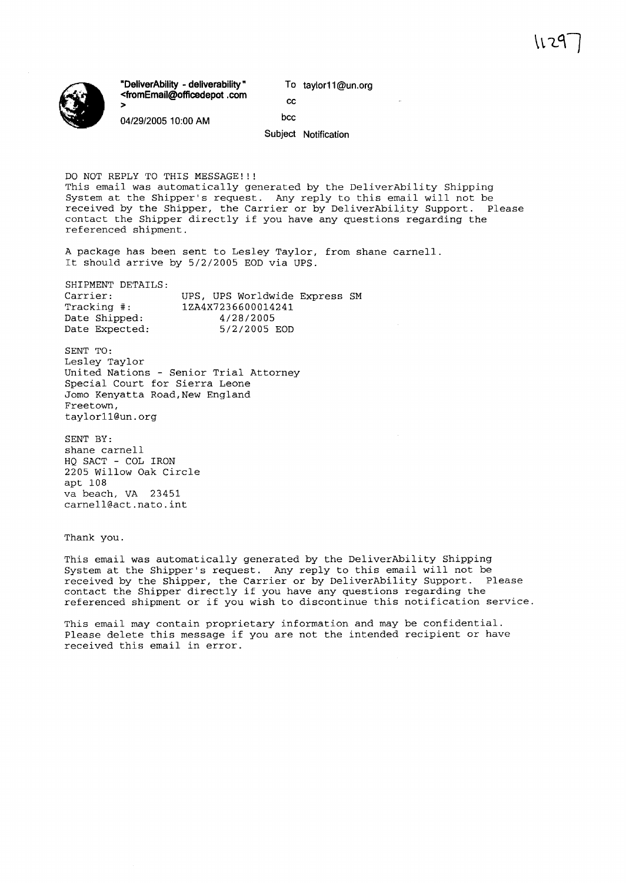"DeliverAbility - deliverability" <fromEmail@officedepot.com>

04/29/2005 10:00 AM

To taylor11@un.org

cc

bcc

Subject Notification

DO NOT REPLY TO THIS MESSAGE!!!
This email was automatically generated by the DeliverAbility Shipping System at the Shipper's request. Any reply to this email will not be received by the Shipper, the Carrier or by DeliverAbility Support. Please contact the Shipper directly if you have any questions regarding the referenced shipment.

A package has been sent to Lesley Taylor, from shane carnell.
It should arrive by 5/2/2005 EOD via UPS.

SHIPMENT DETAILS:
Carrier: UPS, UPS Worldwide Express SM
Tracking #: 1ZA4X7236600014241
Date Shipped: 4/28/2005
Date Expected: 5/2/2005 EOD

SENT TO:
Lesley Taylor
United Nations - Senior Trial Attorney
Special Court for Sierra Leone
Jomo Kenyatta Road,New England
Freetown,
taylor11@un.org

SENT BY:
shane carnell
HQ SACT - COL IRON
2205 Willow Oak Circle
apt 108
va beach, VA 23451
carnell@act.nato.int

Thank you.

This email was automatically generated by the DeliverAbility Shipping System at the Shipper's request. Any reply to this email will not be received by the Shipper, the Carrier or by DeliverAbility Support. Please contact the Shipper directly if you have any questions regarding the referenced shipment or if you wish to discontinue this notification service.

This email may contain proprietary information and may be confidential. Please delete this message if you are not the intended recipient or have received this email in error.